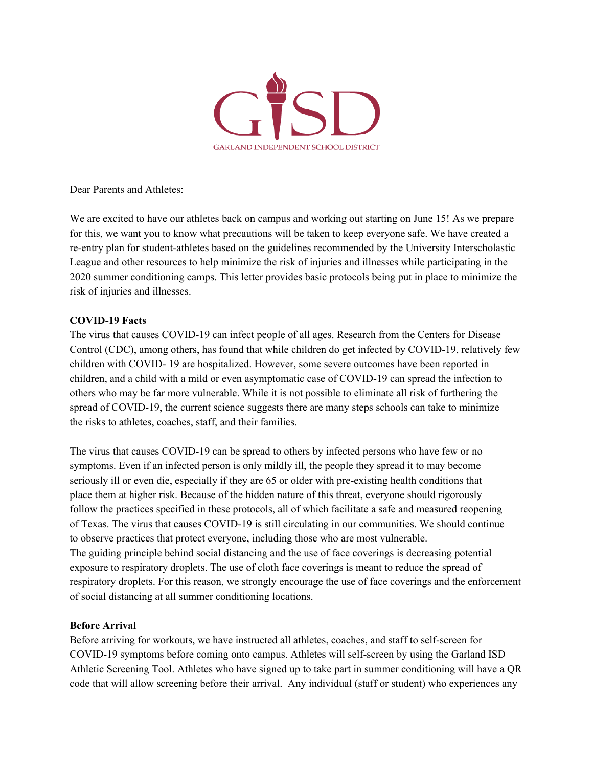GISD

GARLAND INDEPENDENT SCHOOL DISTRICT

Dear Parents and Athletes:

We are excited to have our athletes back on campus and working out starting on June 15! As we prepare for this, we want you to know what precautions will be taken to keep everyone safe. We have created a re-entry plan for student-athletes based on the guidelines recommended by the University Interscholastic League and other resources to help minimize the risk of injuries and illnesses while participating in the 2020 summer conditioning camps. This letter provides basic protocols being put in place to minimize the risk of injuries and illnesses.

**COVID-19 Facts**

The virus that causes COVID-19 can infect people of all ages. Research from the Centers for Disease Control (CDC), among others, has found that while children do get infected by COVID-19, relatively few children with COVID- 19 are hospitalized. However, some severe outcomes have been reported in children, and a child with a mild or even asymptomatic case of COVID-19 can spread the infection to others who may be far more vulnerable. While it is not possible to eliminate all risk of furthering the spread of COVID-19, the current science suggests there are many steps schools can take to minimize the risks to athletes, coaches, staff, and their families.

The virus that causes COVID-19 can be spread to others by infected persons who have few or no symptoms. Even if an infected person is only mildly ill, the people they spread it to may become seriously ill or even die, especially if they are 65 or older with pre-existing health conditions that place them at higher risk. Because of the hidden nature of this threat, everyone should rigorously follow the practices specified in these protocols, all of which facilitate a safe and measured reopening of Texas. The virus that causes COVID-19 is still circulating in our communities. We should continue to observe practices that protect everyone, including those who are most vulnerable.
The guiding principle behind social distancing and the use of face coverings is decreasing potential exposure to respiratory droplets. The use of cloth face coverings is meant to reduce the spread of respiratory droplets. For this reason, we strongly encourage the use of face coverings and the enforcement of social distancing at all summer conditioning locations.

**Before Arrival**

Before arriving for workouts, we have instructed all athletes, coaches, and staff to self-screen for COVID-19 symptoms before coming onto campus. Athletes will self-screen by using the Garland ISD Athletic Screening Tool. Athletes who have signed up to take part in summer conditioning will have a QR code that will allow screening before their arrival. Any individual (staff or student) who experiences any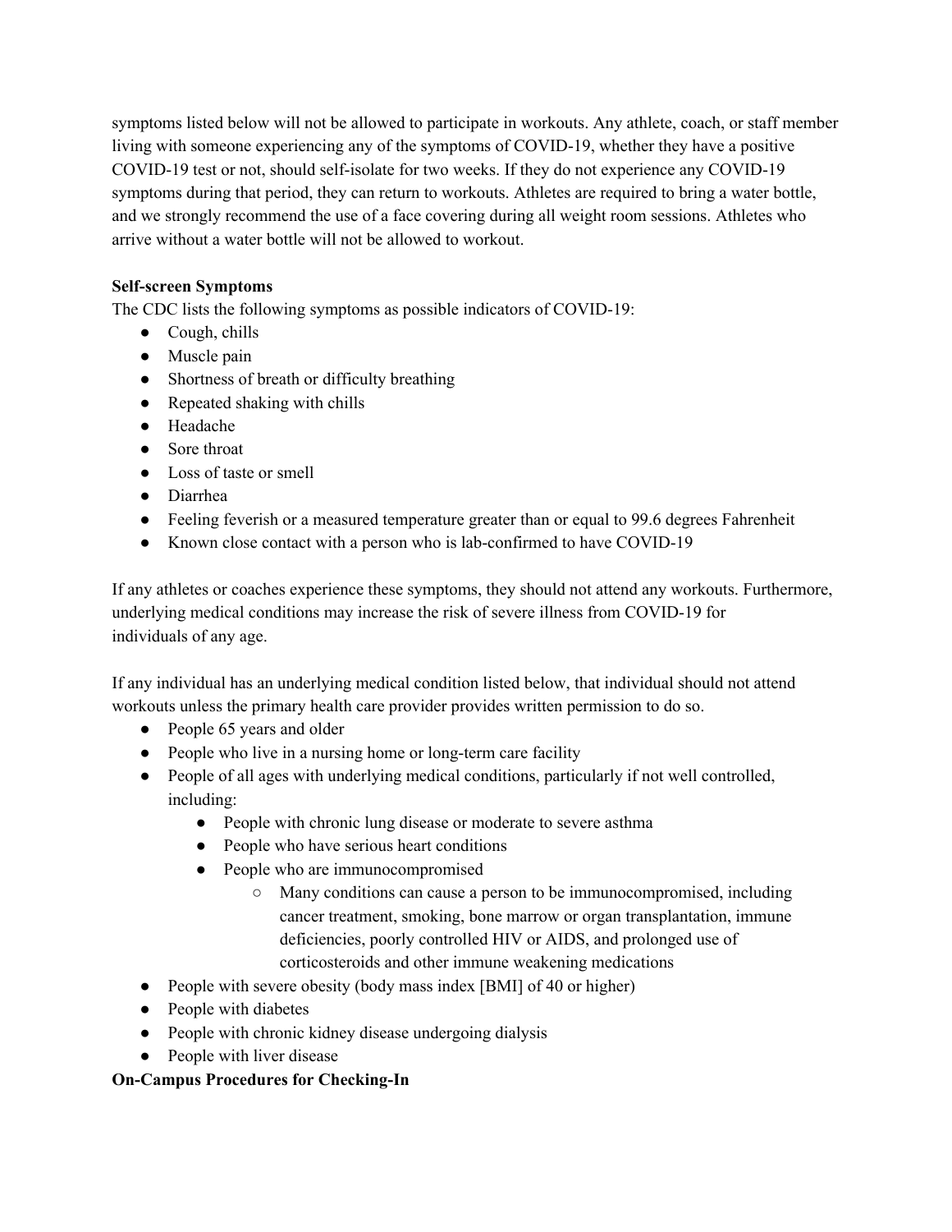symptoms listed below will not be allowed to participate in workouts. Any athlete, coach, or staff member living with someone experiencing any of the symptoms of COVID-19, whether they have a positive COVID-19 test or not, should self-isolate for two weeks. If they do not experience any COVID-19 symptoms during that period, they can return to workouts. Athletes are required to bring a water bottle, and we strongly recommend the use of a face covering during all weight room sessions. Athletes who arrive without a water bottle will not be allowed to workout.

**Self-screen Symptoms**

The CDC lists the following symptoms as possible indicators of COVID-19:

- Cough, chills
- Muscle pain
- Shortness of breath or difficulty breathing
- Repeated shaking with chills
- Headache
- Sore throat
- Loss of taste or smell
- Diarrhea
- Feeling feverish or a measured temperature greater than or equal to 99.6 degrees Fahrenheit
- Known close contact with a person who is lab-confirmed to have COVID-19

If any athletes or coaches experience these symptoms, they should not attend any workouts. Furthermore, underlying medical conditions may increase the risk of severe illness from COVID-19 for individuals of any age.

If any individual has an underlying medical condition listed below, that individual should not attend workouts unless the primary health care provider provides written permission to do so.

- People 65 years and older
- People who live in a nursing home or long-term care facility
- People of all ages with underlying medical conditions, particularly if not well controlled, including:
    - People with chronic lung disease or moderate to severe asthma
    - People who have serious heart conditions
    - People who are immunocompromised
        - Many conditions can cause a person to be immunocompromised, including cancer treatment, smoking, bone marrow or organ transplantation, immune deficiencies, poorly controlled HIV or AIDS, and prolonged use of corticosteroids and other immune weakening medications
- People with severe obesity (body mass index [BMI] of 40 or higher)
- People with diabetes
- People with chronic kidney disease undergoing dialysis
- People with liver disease

**On-Campus Procedures for Checking-In**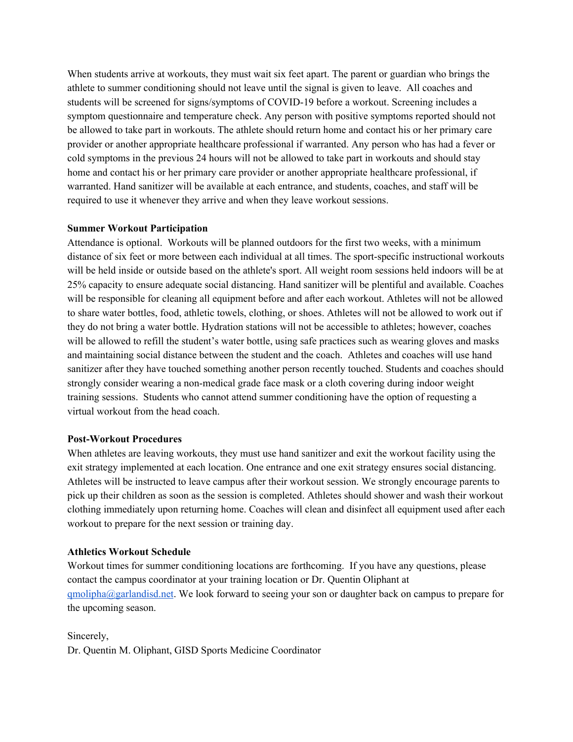When students arrive at workouts, they must wait six feet apart. The parent or guardian who brings the athlete to summer conditioning should not leave until the signal is given to leave. All coaches and students will be screened for signs/symptoms of COVID-19 before a workout. Screening includes a symptom questionnaire and temperature check. Any person with positive symptoms reported should not be allowed to take part in workouts. The athlete should return home and contact his or her primary care provider or another appropriate healthcare professional if warranted. Any person who has had a fever or cold symptoms in the previous 24 hours will not be allowed to take part in workouts and should stay home and contact his or her primary care provider or another appropriate healthcare professional, if warranted. Hand sanitizer will be available at each entrance, and students, coaches, and staff will be required to use it whenever they arrive and when they leave workout sessions.

**Summer Workout Participation**

Attendance is optional. Workouts will be planned outdoors for the first two weeks, with a minimum distance of six feet or more between each individual at all times. The sport-specific instructional workouts will be held inside or outside based on the athlete's sport. All weight room sessions held indoors will be at 25% capacity to ensure adequate social distancing. Hand sanitizer will be plentiful and available. Coaches will be responsible for cleaning all equipment before and after each workout. Athletes will not be allowed to share water bottles, food, athletic towels, clothing, or shoes. Athletes will not be allowed to work out if they do not bring a water bottle. Hydration stations will not be accessible to athletes; however, coaches will be allowed to refill the student's water bottle, using safe practices such as wearing gloves and masks and maintaining social distance between the student and the coach. Athletes and coaches will use hand sanitizer after they have touched something another person recently touched. Students and coaches should strongly consider wearing a non-medical grade face mask or a cloth covering during indoor weight training sessions. Students who cannot attend summer conditioning have the option of requesting a virtual workout from the head coach.

**Post-Workout Procedures**

When athletes are leaving workouts, they must use hand sanitizer and exit the workout facility using the exit strategy implemented at each location. One entrance and one exit strategy ensures social distancing. Athletes will be instructed to leave campus after their workout session. We strongly encourage parents to pick up their children as soon as the session is completed. Athletes should shower and wash their workout clothing immediately upon returning home. Coaches will clean and disinfect all equipment used after each workout to prepare for the next session or training day.

**Athletics Workout Schedule**

Workout times for summer conditioning locations are forthcoming. If you have any questions, please contact the campus coordinator at your training location or Dr. Quentin Oliphant at qmolipha@garlandisd.net. We look forward to seeing your son or daughter back on campus to prepare for the upcoming season.

Sincerely,
Dr. Quentin M. Oliphant, GISD Sports Medicine Coordinator